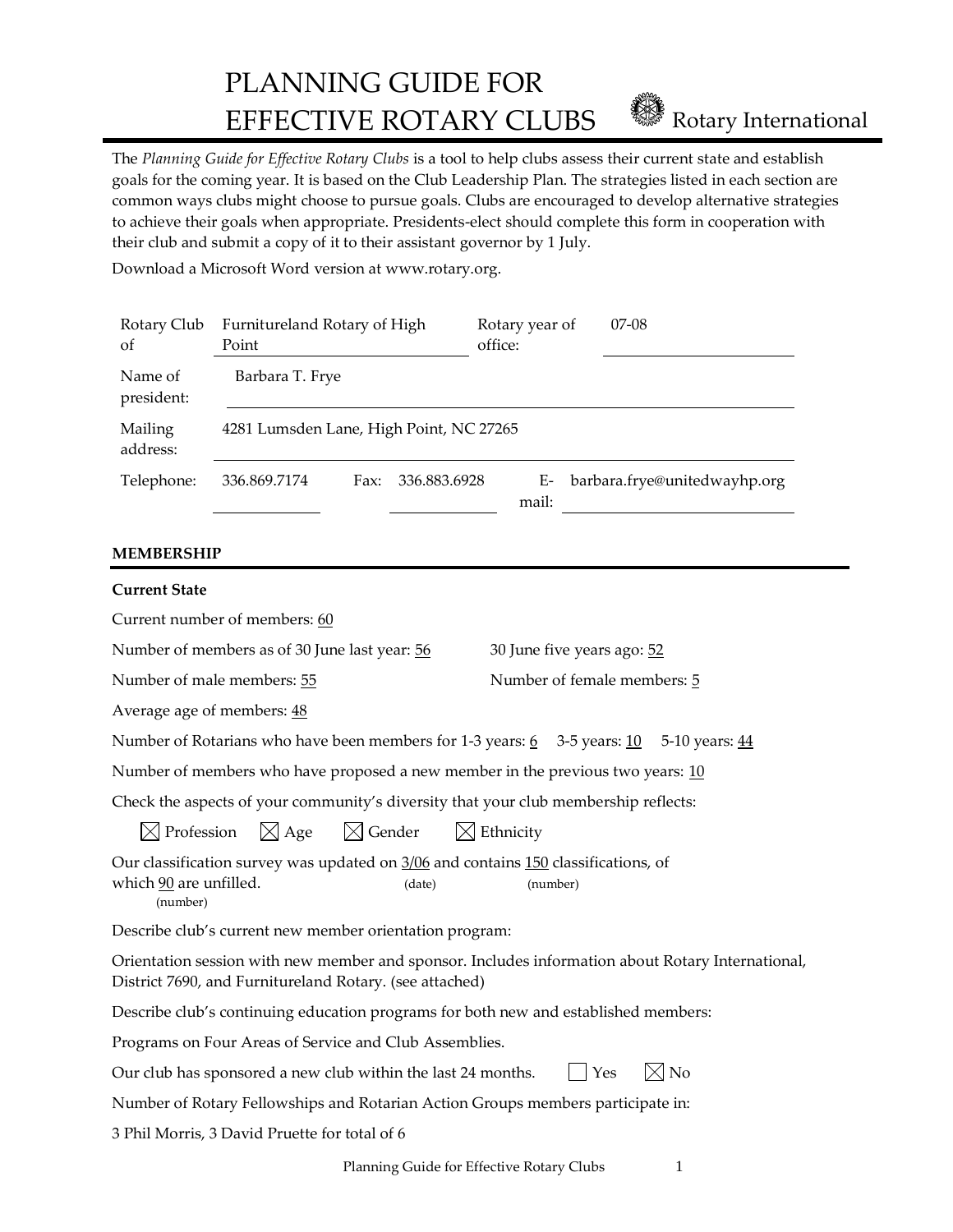# PLANNING GUIDE FOR EFFECTIVE ROTARY CLUBS

Rotary International

The *Planning Guide for Effective Rotary Clubs* is a tool to help clubs assess their current state and establish goals for the coming year. It is based on the Club Leadership Plan. The strategies listed in each section are common ways clubs might choose to pursue goals. Clubs are encouraged to develop alternative strategies to achieve their goals when appropriate. Presidents-elect should complete this form in cooperation with their club and submit a copy of it to their assistant governor by 1 July.

Download a Microsoft Word version at www.rotary.org.

| | | | |
|---|---|---|---|
| Rotary Club of | Furnitureland Rotary of High Point | Rotary year of office: | 07-08 |
| Name of president: | Barbara T. Frye | | |
| Mailing address: | 4281 Lumsden Lane, High Point, NC 27265 | | |
| Telephone: | 336.869.7174 Fax: 336.883.6928 | E-mail: | barbara.frye@unitedwayhp.org |

## MEMBERSHIP

**Current State**

Current number of members: 60

Number of members as of 30 June last year: 56 30 June five years ago: 52

Number of male members: 55 Number of female members: 5

Average age of members: 48

Number of Rotarians who have been members for 1-3 years: 6 3-5 years: 10 5-10 years: 44

Number of members who have proposed a new member in the previous two years: 10

Check the aspects of your community's diversity that your club membership reflects:

☒ Profession ☒ Age ☒ Gender ☒ Ethnicity

Our classification survey was updated on 3/06 (date) and contains 150 (number) classifications, of which 90 (number) are unfilled.

Describe club's current new member orientation program:

Orientation session with new member and sponsor. Includes information about Rotary International, District 7690, and Furnitureland Rotary. (see attached)

Describe club's continuing education programs for both new and established members:

Programs on Four Areas of Service and Club Assemblies.

Our club has sponsored a new club within the last 24 months. ☐ Yes ☒ No

Number of Rotary Fellowships and Rotarian Action Groups members participate in:

3 Phil Morris, 3 David Pruette for total of 6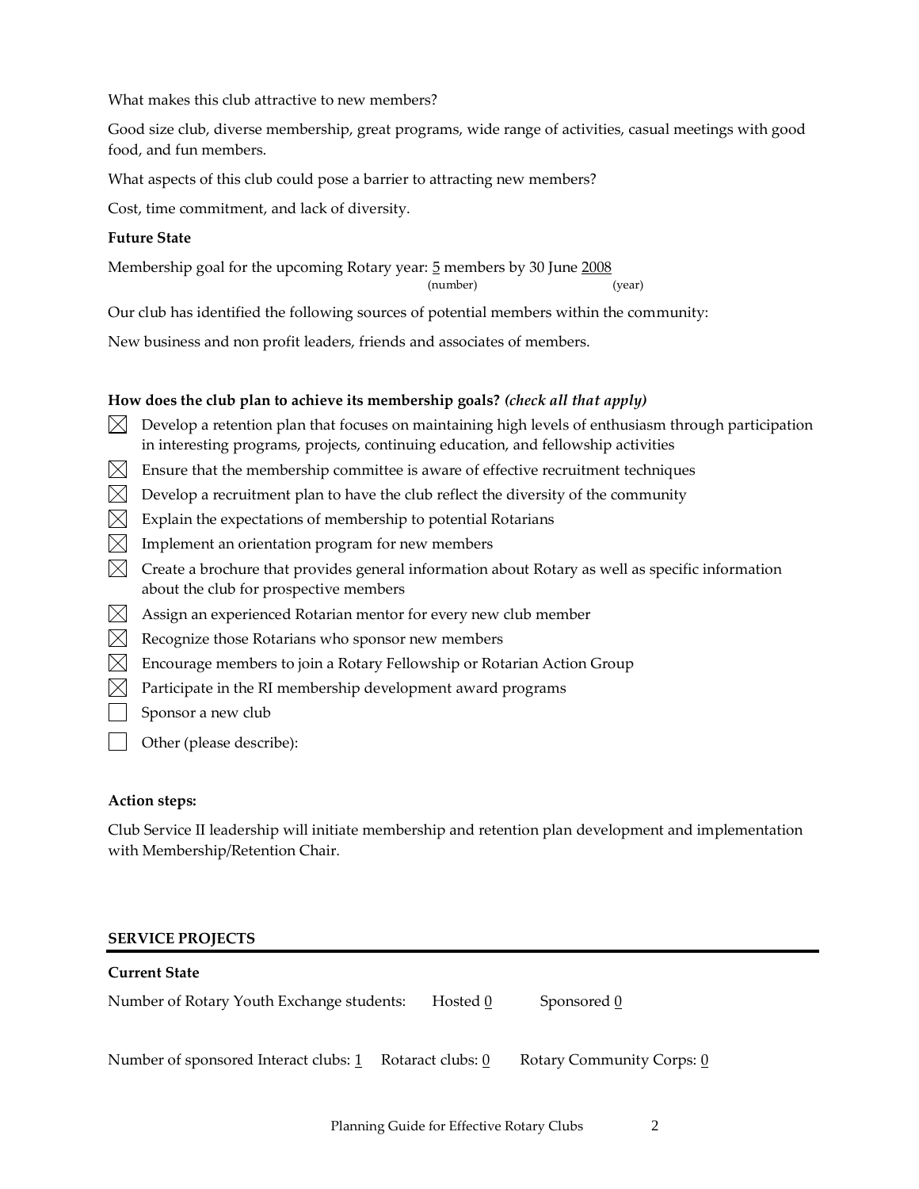What makes this club attractive to new members?

Good size club, diverse membership, great programs, wide range of activities, casual meetings with good food, and fun members.

What aspects of this club could pose a barrier to attracting new members?

Cost, time commitment, and lack of diversity.

**Future State**

Membership goal for the upcoming Rotary year: 5 (number) members by 30 June 2008 (year)

Our club has identified the following sources of potential members within the community:

New business and non profit leaders, friends and associates of members.

**How does the club plan to achieve its membership goals?** ***(check all that apply)***

- [x] Develop a retention plan that focuses on maintaining high levels of enthusiasm through participation in interesting programs, projects, continuing education, and fellowship activities
- [x] Ensure that the membership committee is aware of effective recruitment techniques
- [x] Develop a recruitment plan to have the club reflect the diversity of the community
- [x] Explain the expectations of membership to potential Rotarians
- [x] Implement an orientation program for new members
- [x] Create a brochure that provides general information about Rotary as well as specific information about the club for prospective members
- [x] Assign an experienced Rotarian mentor for every new club member
- [x] Recognize those Rotarians who sponsor new members
- [x] Encourage members to join a Rotary Fellowship or Rotarian Action Group
- [x] Participate in the RI membership development award programs
- [ ] Sponsor a new club
- [ ] Other (please describe):

**Action steps:**

Club Service II leadership will initiate membership and retention plan development and implementation with Membership/Retention Chair.

## SERVICE PROJECTS

**Current State**

Number of Rotary Youth Exchange students: Hosted 0 Sponsored 0

Number of sponsored Interact clubs: 1 Rotaract clubs: 0 Rotary Community Corps: 0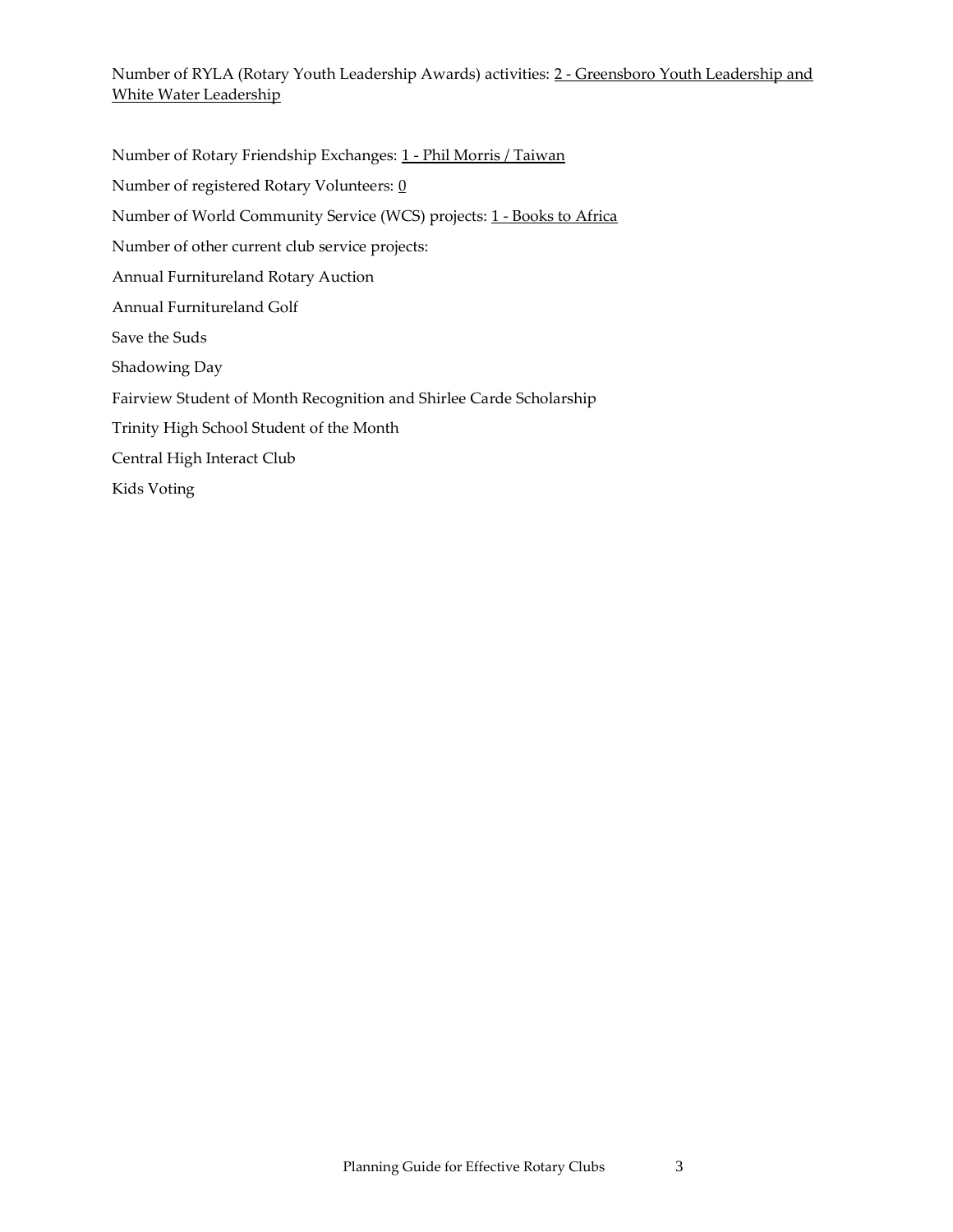Number of RYLA (Rotary Youth Leadership Awards) activities: 2 - Greensboro Youth Leadership and White Water Leadership

Number of Rotary Friendship Exchanges: 1 - Phil Morris / Taiwan

Number of registered Rotary Volunteers: 0

Number of World Community Service (WCS) projects: 1 - Books to Africa

Number of other current club service projects:

Annual Furnitureland Rotary Auction

Annual Furnitureland Golf

Save the Suds

Shadowing Day

Fairview Student of Month Recognition and Shirlee Carde Scholarship

Trinity High School Student of the Month

Central High Interact Club

Kids Voting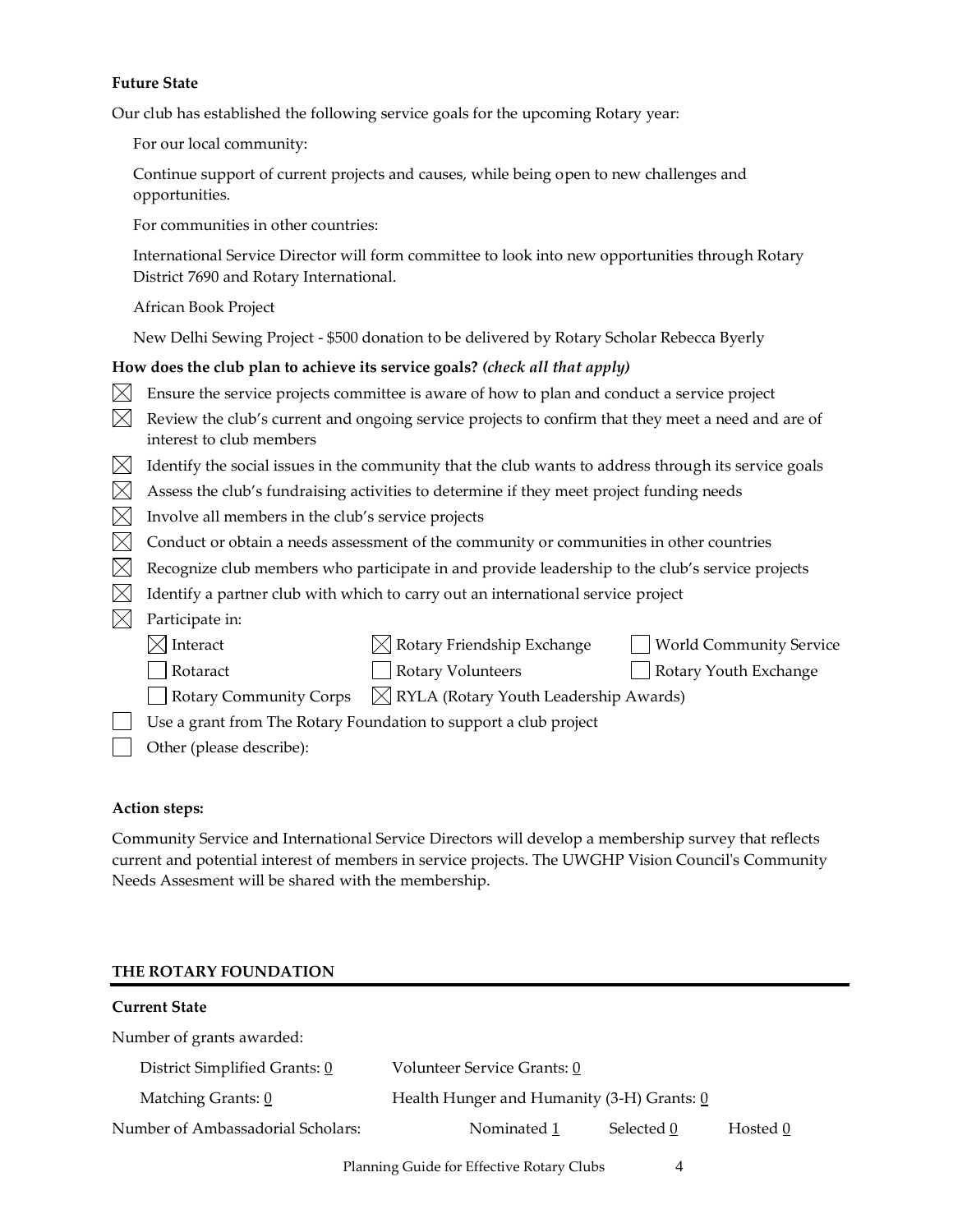**Future State**

Our club has established the following service goals for the upcoming Rotary year:

For our local community:

Continue support of current projects and causes, while being open to new challenges and opportunities.

For communities in other countries:

International Service Director will form committee to look into new opportunities through Rotary District 7690 and Rotary International.

African Book Project

New Delhi Sewing Project - $500 donation to be delivered by Rotary Scholar Rebecca Byerly

**How does the club plan to achieve its service goals?** ***(check all that apply)***

- [x] Ensure the service projects committee is aware of how to plan and conduct a service project
- [x] Review the club's current and ongoing service projects to confirm that they meet a need and are of interest to club members
- [x] Identify the social issues in the community that the club wants to address through its service goals
- [x] Assess the club's fundraising activities to determine if they meet project funding needs
- [x] Involve all members in the club's service projects
- [x] Conduct or obtain a needs assessment of the community or communities in other countries
- [x] Recognize club members who participate in and provide leadership to the club's service projects
- [x] Identify a partner club with which to carry out an international service project
- [x] Participate in:
  - [x] Interact
  - [x] Rotary Friendship Exchange
  - [ ] World Community Service
  - [ ] Rotaract
  - [ ] Rotary Volunteers
  - [ ] Rotary Youth Exchange
  - [ ] Rotary Community Corps
  - [x] RYLA (Rotary Youth Leadership Awards)
- [ ] Use a grant from The Rotary Foundation to support a club project
- [ ] Other (please describe):

**Action steps:**

Community Service and International Service Directors will develop a membership survey that reflects current and potential interest of members in service projects. The UWGHP Vision Council's Community Needs Assesment will be shared with the membership.

## THE ROTARY FOUNDATION

**Current State**

Number of grants awarded:

District Simplified Grants: 0    Volunteer Service Grants: 0

Matching Grants: 0    Health Hunger and Humanity (3-H) Grants: 0

Number of Ambassadorial Scholars:    Nominated 1    Selected 0    Hosted 0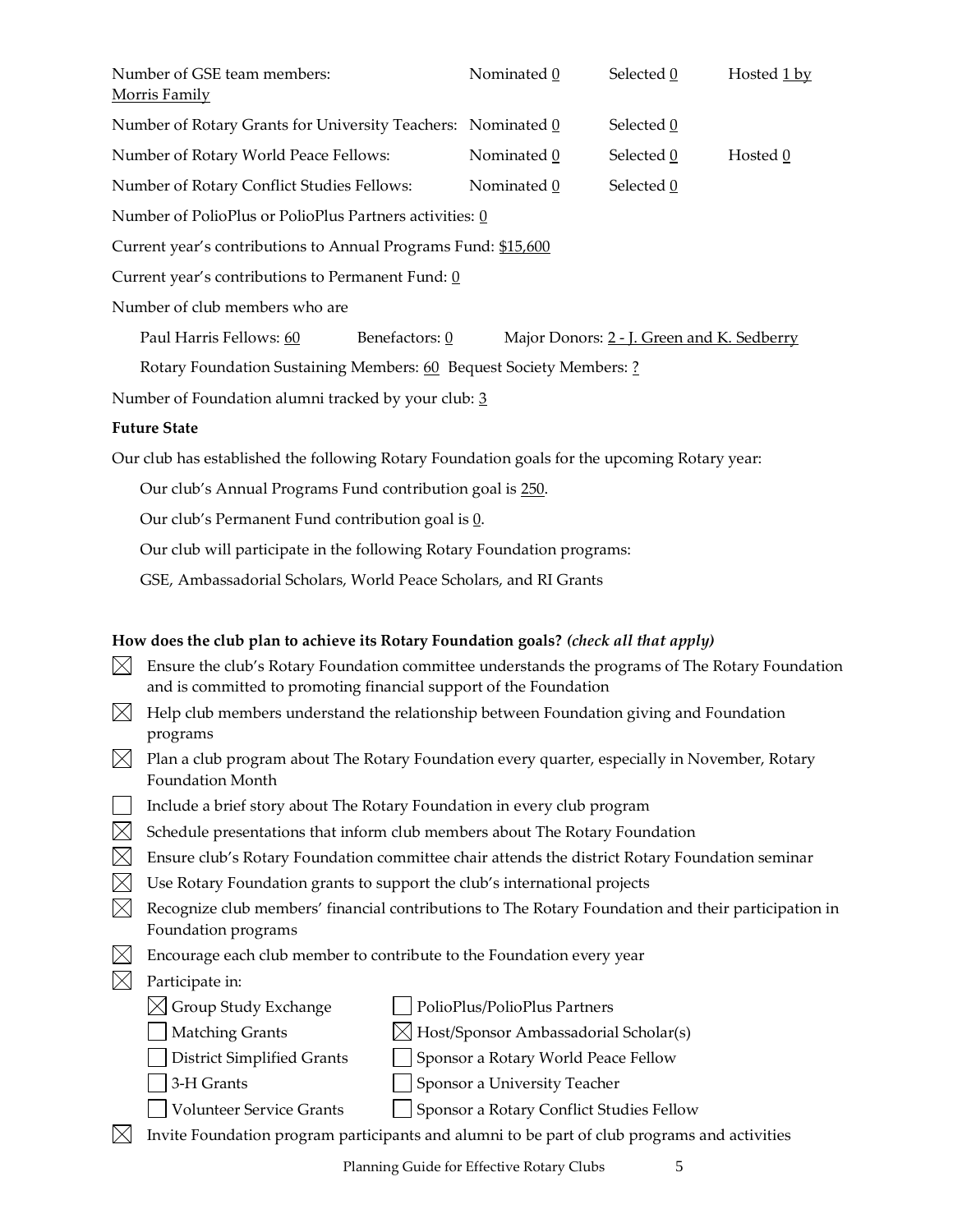Number of GSE team members: Nominated 0 Selected 0 Hosted 1 by Morris Family

Number of Rotary Grants for University Teachers: Nominated 0 Selected 0

Number of Rotary World Peace Fellows: Nominated 0 Selected 0 Hosted 0

Number of Rotary Conflict Studies Fellows: Nominated 0 Selected 0

Number of PolioPlus or PolioPlus Partners activities: 0

Current year's contributions to Annual Programs Fund: $15,600

Current year's contributions to Permanent Fund: 0

Number of club members who are

Paul Harris Fellows: 60 Benefactors: 0 Major Donors: 2 - J. Green and K. Sedberry

Rotary Foundation Sustaining Members: 60 Bequest Society Members: ?

Number of Foundation alumni tracked by your club: 3

**Future State**

Our club has established the following Rotary Foundation goals for the upcoming Rotary year:

Our club's Annual Programs Fund contribution goal is 250.

Our club's Permanent Fund contribution goal is 0.

Our club will participate in the following Rotary Foundation programs:

GSE, Ambassadorial Scholars, World Peace Scholars, and RI Grants

**How does the club plan to achieve its Rotary Foundation goals?** ***(check all that apply)***

- [x] Ensure the club's Rotary Foundation committee understands the programs of The Rotary Foundation and is committed to promoting financial support of the Foundation
- [x] Help club members understand the relationship between Foundation giving and Foundation programs
- [x] Plan a club program about The Rotary Foundation every quarter, especially in November, Rotary Foundation Month
- [ ] Include a brief story about The Rotary Foundation in every club program
- [x] Schedule presentations that inform club members about The Rotary Foundation
- [x] Ensure club's Rotary Foundation committee chair attends the district Rotary Foundation seminar
- [x] Use Rotary Foundation grants to support the club's international projects
- [x] Recognize club members' financial contributions to The Rotary Foundation and their participation in Foundation programs
- [x] Encourage each club member to contribute to the Foundation every year
- [x] Participate in:
  - [x] Group Study Exchange
  - [ ] Matching Grants
  - [ ] District Simplified Grants
  - [ ] 3-H Grants
  - [ ] Volunteer Service Grants
  - [ ] PolioPlus/PolioPlus Partners
  - [x] Host/Sponsor Ambassadorial Scholar(s)
  - [ ] Sponsor a Rotary World Peace Fellow
  - [ ] Sponsor a University Teacher
  - [ ] Sponsor a Rotary Conflict Studies Fellow
- [x] Invite Foundation program participants and alumni to be part of club programs and activities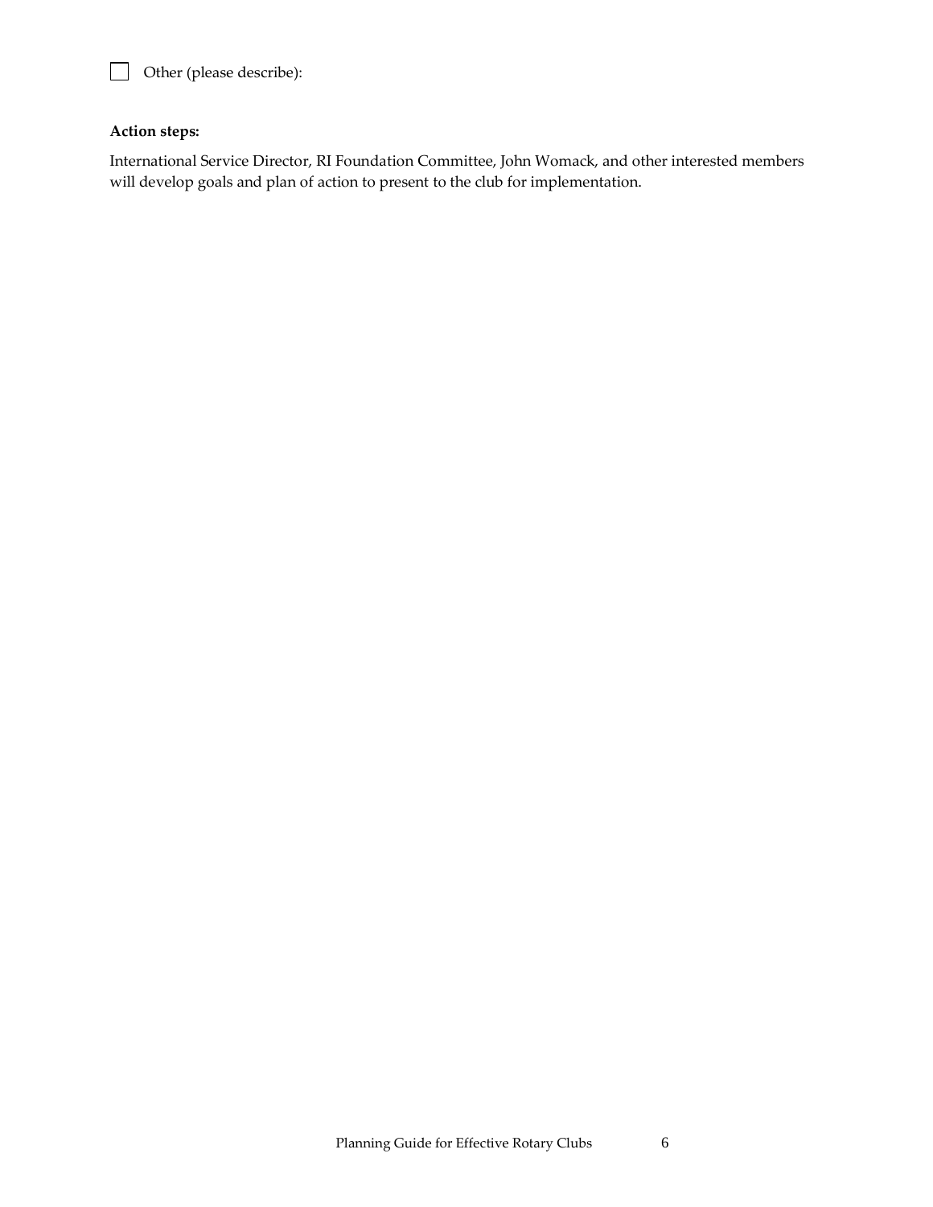- [ ] Other (please describe):

**Action steps:**

International Service Director, RI Foundation Committee, John Womack, and other interested members will develop goals and plan of action to present to the club for implementation.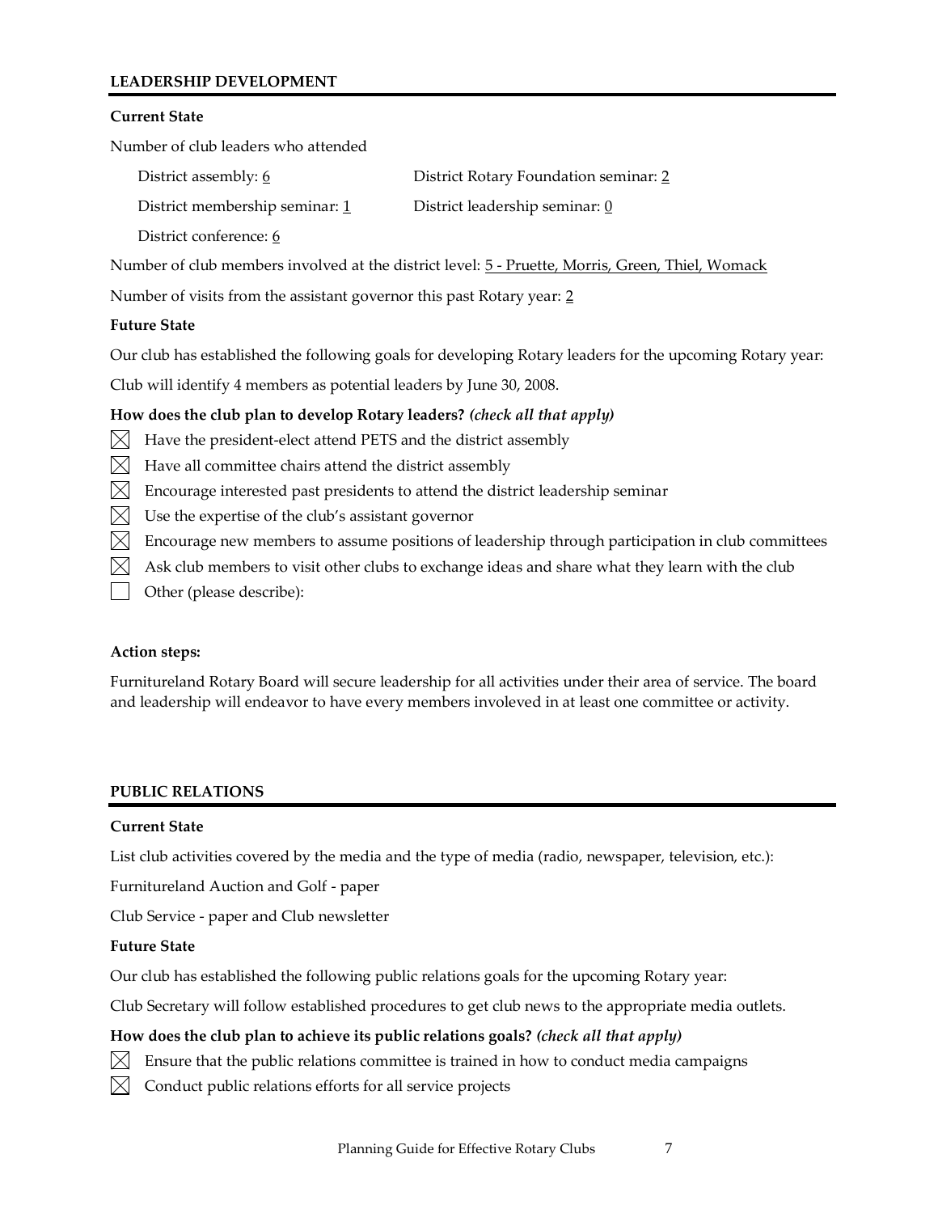## LEADERSHIP DEVELOPMENT

**Current State**

Number of club leaders who attended

District assembly: 6

District Rotary Foundation seminar: 2

District membership seminar: 1

District leadership seminar: 0

District conference: 6

Number of club members involved at the district level: 5 - Pruette, Morris, Green, Thiel, Womack

Number of visits from the assistant governor this past Rotary year: 2

**Future State**

Our club has established the following goals for developing Rotary leaders for the upcoming Rotary year:

Club will identify 4 members as potential leaders by June 30, 2008.

**How does the club plan to develop Rotary leaders?** ***(check all that apply)***

- [x] Have the president-elect attend PETS and the district assembly
- [x] Have all committee chairs attend the district assembly
- [x] Encourage interested past presidents to attend the district leadership seminar
- [x] Use the expertise of the club's assistant governor
- [x] Encourage new members to assume positions of leadership through participation in club committees
- [x] Ask club members to visit other clubs to exchange ideas and share what they learn with the club
- [ ] Other (please describe):

**Action steps:**

Furnitureland Rotary Board will secure leadership for all activities under their area of service. The board and leadership will endeavor to have every members involeved in at least one committee or activity.

## PUBLIC RELATIONS

**Current State**

List club activities covered by the media and the type of media (radio, newspaper, television, etc.):

Furnitureland Auction and Golf - paper

Club Service - paper and Club newsletter

**Future State**

Our club has established the following public relations goals for the upcoming Rotary year:

Club Secretary will follow established procedures to get club news to the appropriate media outlets.

**How does the club plan to achieve its public relations goals?** ***(check all that apply)***

- [x] Ensure that the public relations committee is trained in how to conduct media campaigns
- [x] Conduct public relations efforts for all service projects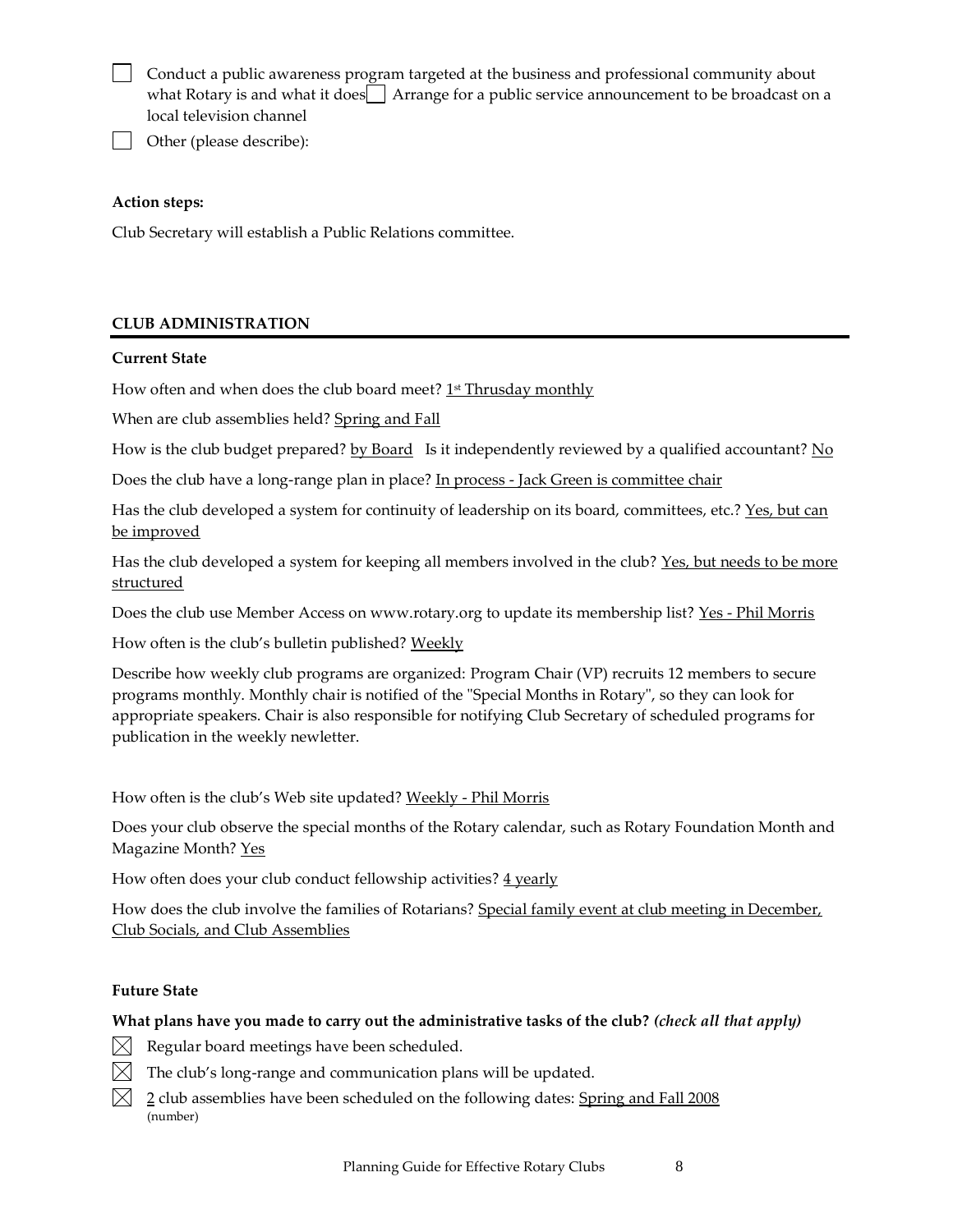- [ ] Conduct a public awareness program targeted at the business and professional community about what Rotary is and what it does
- [ ] Arrange for a public service announcement to be broadcast on a local television channel
- [ ] Other (please describe):

**Action steps:**

Club Secretary will establish a Public Relations committee.

## CLUB ADMINISTRATION

**Current State**

How often and when does the club board meet? 1st Thrusday monthly

When are club assemblies held? Spring and Fall

How is the club budget prepared? by Board   Is it independently reviewed by a qualified accountant? No

Does the club have a long-range plan in place? In process - Jack Green is committee chair

Has the club developed a system for continuity of leadership on its board, committees, etc.? Yes, but can be improved

Has the club developed a system for keeping all members involved in the club? Yes, but needs to be more structured

Does the club use Member Access on www.rotary.org to update its membership list? Yes - Phil Morris

How often is the club's bulletin published? Weekly

Describe how weekly club programs are organized: Program Chair (VP) recruits 12 members to secure programs monthly. Monthly chair is notified of the "Special Months in Rotary", so they can look for appropriate speakers. Chair is also responsible for notifying Club Secretary of scheduled programs for publication in the weekly newletter.

How often is the club's Web site updated? Weekly - Phil Morris

Does your club observe the special months of the Rotary calendar, such as Rotary Foundation Month and Magazine Month? Yes

How often does your club conduct fellowship activities? 4 yearly

How does the club involve the families of Rotarians? Special family event at club meeting in December, Club Socials, and Club Assemblies

**Future State**

**What plans have you made to carry out the administrative tasks of the club?** ***(check all that apply)***

- [x] Regular board meetings have been scheduled.
- [x] The club's long-range and communication plans will be updated.
- [x] 2 (number) club assemblies have been scheduled on the following dates: Spring and Fall 2008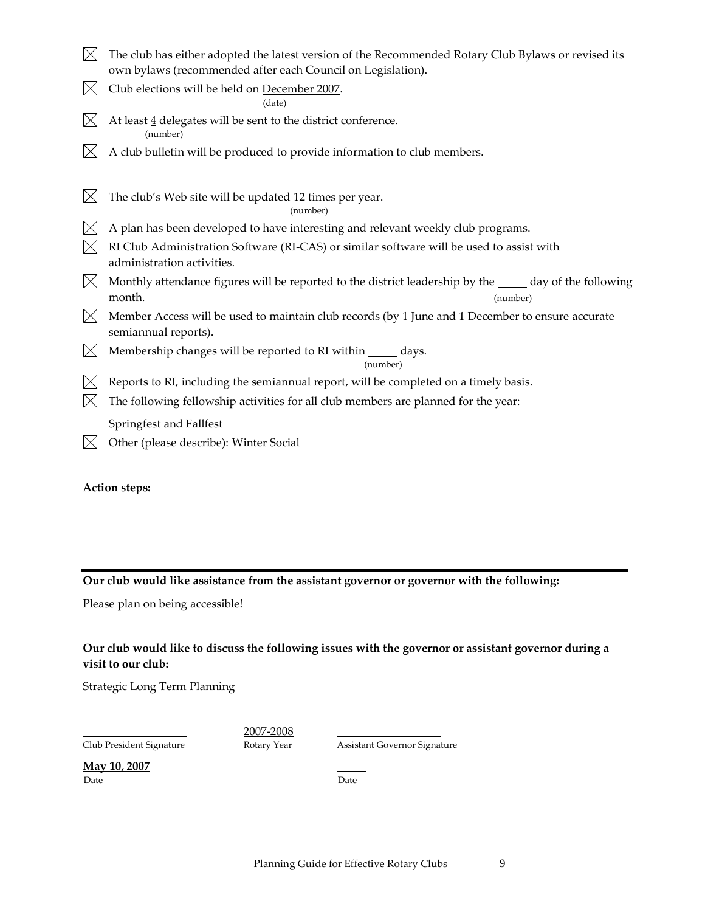☒ The club has either adopted the latest version of the Recommended Rotary Club Bylaws or revised its own bylaws (recommended after each Council on Legislation).

☒ Club elections will be held on December 2007.
(date)

☒ At least 4 delegates will be sent to the district conference.
(number)

☒ A club bulletin will be produced to provide information to club members.

☒ The club's Web site will be updated 12 times per year.
(number)

☒ A plan has been developed to have interesting and relevant weekly club programs.

☒ RI Club Administration Software (RI-CAS) or similar software will be used to assist with administration activities.

☒ Monthly attendance figures will be reported to the district leadership by the _____ day of the following month.
(number)

☒ Member Access will be used to maintain club records (by 1 June and 1 December to ensure accurate semiannual reports).

☒ Membership changes will be reported to RI within _____ days.
(number)

☒ Reports to RI, including the semiannual report, will be completed on a timely basis.

☒ The following fellowship activities for all club members are planned for the year:

Springfest and Fallfest

☒ Other (please describe): Winter Social

**Action steps:**

---

**Our club would like assistance from the assistant governor or governor with the following:**

Please plan on being accessible!

**Our club would like to discuss the following issues with the governor or assistant governor during a visit to our club:**

Strategic Long Term Planning

| ____________________ | 2007-2008 | ____________________ |
|---|---|---|
| Club President Signature | Rotary Year | Assistant Governor Signature |
| **May 10, 2007** | | ______ |
| Date | | Date |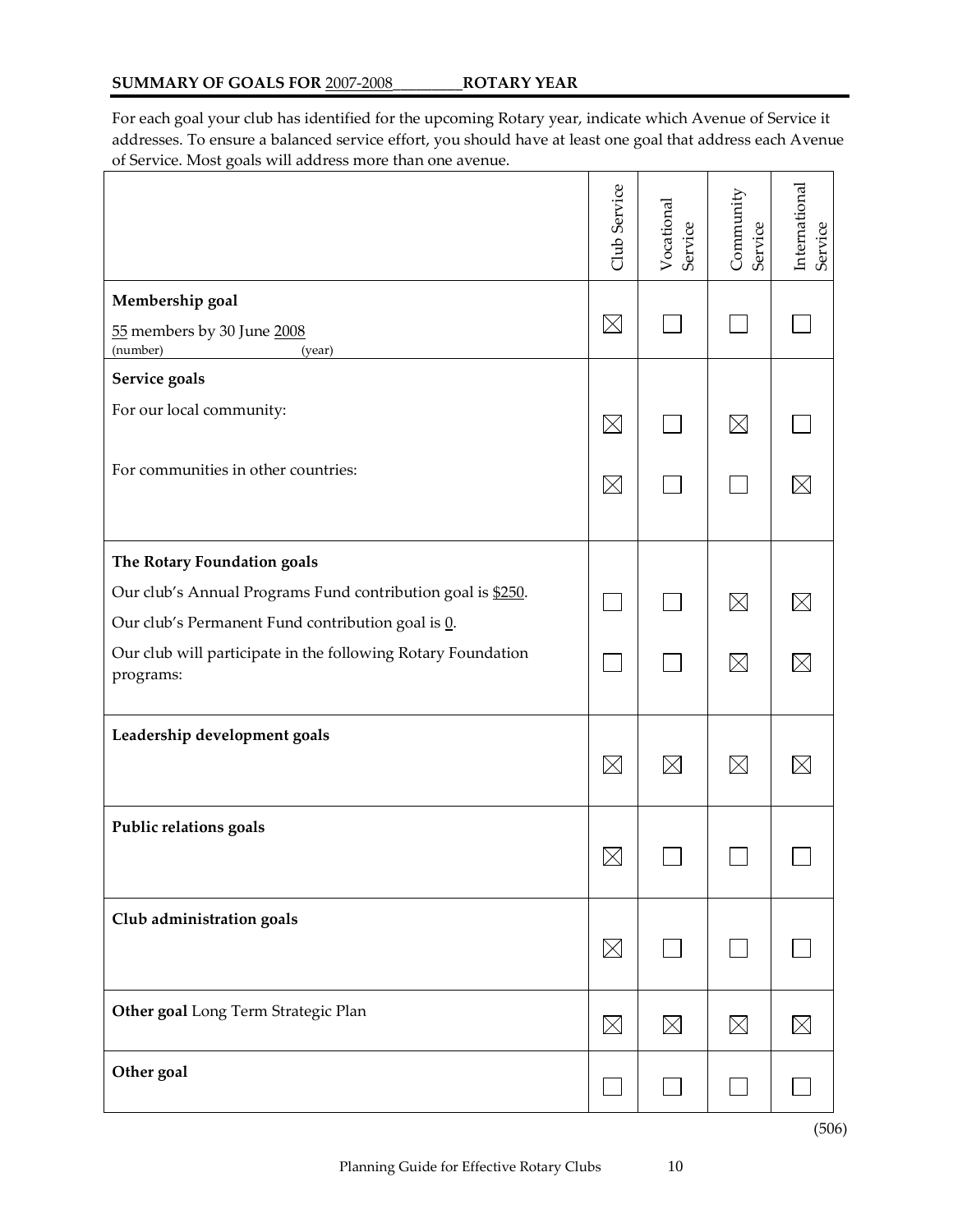**SUMMARY OF GOALS FOR** 2007-2008\_\_\_\_\_\_\_\_\_ **ROTARY YEAR**

For each goal your club has identified for the upcoming Rotary year, indicate which Avenue of Service it addresses. To ensure a balanced service effort, you should have at least one goal that address each Avenue of Service. Most goals will address more than one avenue.

| | Club Service | Vocational Service | Community Service | International Service |
|---|---|---|---|---|
| **Membership goal**<br>55 members by 30 June 2008<br>(number) (year) | ☒ | ☐ | ☐ | ☐ |
| **Service goals** | | | | |
| For our local community: | ☒ | ☐ | ☒ | ☐ |
| For communities in other countries: | ☒ | ☐ | ☐ | ☒ |
| **The Rotary Foundation goals** | | | | |
| Our club's Annual Programs Fund contribution goal is $250.<br>Our club's Permanent Fund contribution goal is 0. | ☐ | ☐ | ☒ | ☒ |
| Our club will participate in the following Rotary Foundation programs: | ☐ | ☐ | ☒ | ☒ |
| **Leadership development goals** | ☒ | ☒ | ☒ | ☒ |
| **Public relations goals** | ☒ | ☐ | ☐ | ☐ |
| **Club administration goals** | ☒ | ☐ | ☐ | ☐ |
| **Other goal** Long Term Strategic Plan | ☒ | ☒ | ☒ | ☒ |
| **Other goal** | ☐ | ☐ | ☐ | ☐ |

(506)

Planning Guide for Effective Rotary Clubs